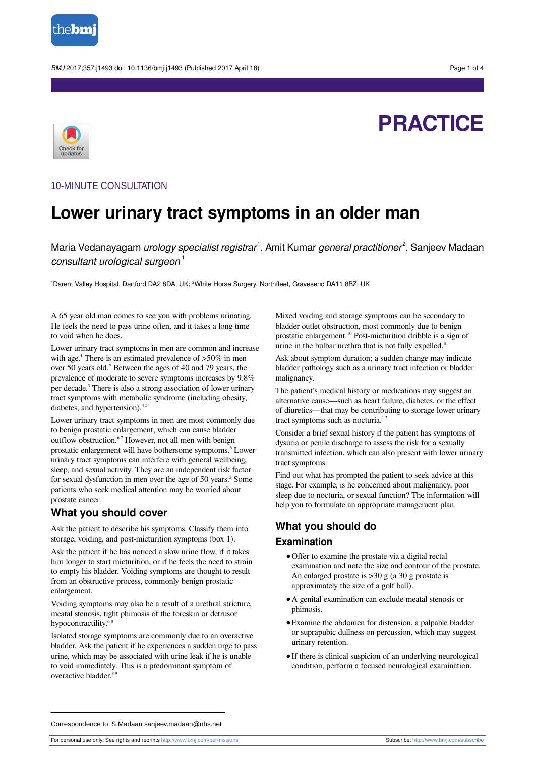PRACTICE

10-MINUTE CONSULTATION

# Lower urinary tract symptoms in an older man

Maria Vedanayagam *urology specialist registrar*[1], Amit Kumar *general practitioner*[2], Sanjeev Madaan *consultant urological surgeon*[1]

[1]Darent Valley Hospital, Dartford DA2 8DA, UK; [2]White Horse Surgery, Northfleet, Gravesend DA11 8BZ, UK

A 65 year old man comes to see you with problems urinating. He feels the need to pass urine often, and it takes a long time to void when he does.

Lower urinary tract symptoms in men are common and increase with age.[1] There is an estimated prevalence of >50% in men over 50 years old.[2] Between the ages of 40 and 79 years, the prevalence of moderate to severe symptoms increases by 9.8% per decade.[3] There is also a strong association of lower urinary tract symptoms with metabolic syndrome (including obesity, diabetes, and hypertension).[4 5]

Lower urinary tract symptoms in men are most commonly due to benign prostatic enlargement, which can cause bladder outflow obstruction.[6 7] However, not all men with benign prostatic enlargement will have bothersome symptoms.[6] Lower urinary tract symptoms can interfere with general wellbeing, sleep, and sexual activity. They are an independent risk factor for sexual dysfunction in men over the age of 50 years.[2] Some patients who seek medical attention may be worried about prostate cancer.

## What you should cover

Ask the patient to describe his symptoms. Classify them into storage, voiding, and post-micturition symptoms (box 1).

Ask the patient if he has noticed a slow urine flow, if it takes him longer to start micturition, or if he feels the need to strain to empty his bladder. Voiding symptoms are thought to result from an obstructive process, commonly benign prostatic enlargement.

Voiding symptoms may also be a result of a urethral stricture, meatal stenosis, tight phimosis of the foreskin or detrusor hypocontractility.[6 8]

Isolated storage symptoms are commonly due to an overactive bladder. Ask the patient if he experiences a sudden urge to pass urine, which may be associated with urine leak if he is unable to void immediately. This is a predominant symptom of overactive bladder.[8 9]

Mixed voiding and storage symptoms can be secondary to bladder outlet obstruction, most commonly due to benign prostatic enlargement.[10] Post-micturition dribble is a sign of urine in the bulbar urethra that is not fully expelled.[8]

Ask about symptom duration; a sudden change may indicate alternative cause—such as heart failure, diabetes, or the effect bladder pathology such as a urinary tract infection or bladder malignancy.

The patient's medical history or medications may suggest an alternative cause—such as heart failure, diabetes, or the effect of diuretics—that may be contributing to storage lower urinary tract symptoms such as nocturia.[1 2]

Consider a brief sexual history if the patient has symptoms of dysuria or penile discharge to assess the risk for a sexually transmitted infection, which can also present with lower urinary tract symptoms.

Find out what has prompted the patient to seek advice at this stage. For example, is he concerned about malignancy, poor sleep due to nocturia, or sexual function? The information will help you to formulate an appropriate management plan.

## What you should do

### Examination

- Offer to examine the prostate via a digital rectal examination and note the size and contour of the prostate. An enlarged prostate is >30 g (a 30 g prostate is approximately the size of a golf ball).
- A genital examination can exclude meatal stenosis or phimosis.
- Examine the abdomen for distension, a palpable bladder or suprapubic dullness on percussion, which may suggest urinary retention.
- If there is clinical suspicion of an underlying neurological condition, perform a focused neurological examination.

Correspondence to: S Madaan sanjeev.madaan@nhs.net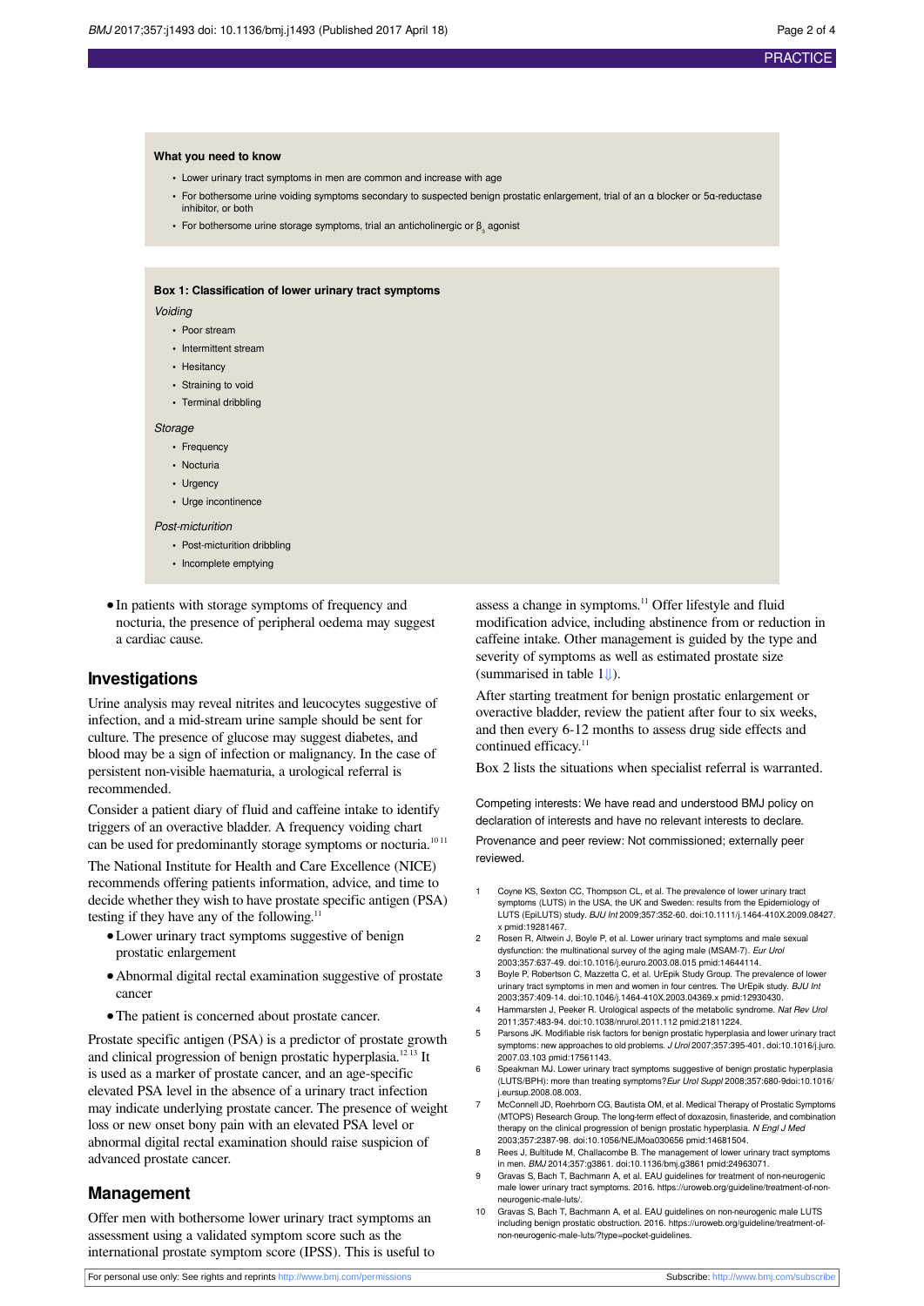**What you need to know**

- Lower urinary tract symptoms in men are common and increase with age
- For bothersome urine voiding symptoms secondary to suspected benign prostatic enlargement, trial of an α blocker or 5α-reductase inhibitor, or both
- For bothersome urine storage symptoms, trial an anticholinergic or $\beta_3$ agonist

**Box 1: Classification of lower urinary tract symptoms**

*Voiding*

- Poor stream
- Intermittent stream
- Hesitancy
- Straining to void
- Terminal dribbling

*Storage*

- Frequency
- Nocturia
- Urgency
- Urge incontinence

*Post-micturition*

- Post-micturition dribbling
- Incomplete emptying

- In patients with storage symptoms of frequency and nocturia, the presence of peripheral oedema may suggest a cardiac cause.

## Investigations

Urine analysis may reveal nitrites and leucocytes suggestive of infection, and a mid-stream urine sample should be sent for culture. The presence of glucose may suggest diabetes, and blood may be a sign of infection or malignancy. In the case of persistent non-visible haematuria, a urological referral is recommended.

Consider a patient diary of fluid and caffeine intake to identify triggers of an overactive bladder. A frequency voiding chart can be used for predominantly storage symptoms or nocturia.[10 11]

The National Institute for Health and Care Excellence (NICE) recommends offering patients information, advice, and time to decide whether they wish to have prostate specific antigen (PSA) testing if they have any of the following.[11]

- Lower urinary tract symptoms suggestive of benign prostatic enlargement
- Abnormal digital rectal examination suggestive of prostate cancer
- The patient is concerned about prostate cancer.

Prostate specific antigen (PSA) is a predictor of prostate growth and clinical progression of benign prostatic hyperplasia.[12 13] It is used as a marker of prostate cancer, and an age-specific elevated PSA level in the absence of a urinary tract infection may indicate underlying prostate cancer. The presence of weight loss or new onset bony pain with an elevated PSA level or abnormal digital rectal examination should raise suspicion of advanced prostate cancer.

## Management

Offer men with bothersome lower urinary tract symptoms an assessment using a validated symptom score such as the international prostate symptom score (IPSS). This is useful to assess a change in symptoms.[11] Offer lifestyle and fluid modification advice, including abstinence from or reduction in caffeine intake. Other management is guided by the type and severity of symptoms as well as estimated prostate size (summarised in table 1⇓).

After starting treatment for benign prostatic enlargement or overactive bladder, review the patient after four to six weeks, and then every 6-12 months to assess drug side effects and continued efficacy.[11]

Box 2 lists the situations when specialist referral is warranted.

Competing interests: We have read and understood BMJ policy on declaration of interests and have no relevant interests to declare.

Provenance and peer review: Not commissioned; externally peer reviewed.

1. Coyne KS, Sexton CC, Thompson CL, et al. The prevalence of lower urinary tract symptoms (LUTS) in the USA, the UK and Sweden: results from the Epidemiology of LUTS (EpiLUTS) study. *BJU Int* 2009;357:352-60. doi:10.1111/j.1464-410X.2009.08427.x pmid:19281467.
2. Rosen R, Altwein J, Boyle P, et al. Lower urinary tract symptoms and male sexual dysfunction: the multinational survey of the aging male (MSAM-7). *Eur Urol* 2003;357:637-49. doi:10.1016/j.eururo.2003.08.015 pmid:14644114.
3. Boyle P, Robertson C, Mazzetta C, et al. UrEpik Study Group. The prevalence of lower urinary tract symptoms in men and women in four centres. The UrEpik study. *BJU Int* 2003;357:409-14. doi:10.1046/j.1464-410X.2003.04369.x pmid:12930430.
4. Hammarsten J, Peeker R. Urological aspects of the metabolic syndrome. *Nat Rev Urol* 2011;357:483-94. doi:10.1038/nrurol.2011.112 pmid:21811224.
5. Parsons JK. Modifiable risk factors for benign prostatic hyperplasia and lower urinary tract symptoms: new approaches to old problems. *J Urol* 2007;357:395-401. doi:10.1016/j.juro.2007.03.103 pmid:17561143.
6. Speakman MJ. Lower urinary tract symptoms suggestive of benign prostatic hyperplasia (LUTS/BPH): more than treating symptoms? *Eur Urol Suppl* 2008;357:680-9doi:10.1016/j.eursup.2008.08.003.
7. McConnell JD, Roehrborn CG, Bautista OM, et al. Medical Therapy of Prostatic Symptoms (MTOPS) Research Group. The long-term effect of doxazosin, finasteride, and combination therapy on the clinical progression of benign prostatic hyperplasia. *N Engl J Med* 2003;357:2387-98. doi:10.1056/NEJMoa030656 pmid:14681504.
8. Rees J, Bultitude M, Challacombe B. The management of lower urinary tract symptoms in men. *BMJ* 2014;357:g3861. doi:10.1136/bmj.g3861 pmid:24963071.
9. Gravas S, Bach T, Bachmann A, et al. EAU guidelines for treatment of non-neurogenic male lower urinary tract symptoms. 2016. https://uroweb.org/guideline/treatment-of-non-neurogenic-male-luts/.
10. Gravas S, Bach T, Bachmann A, et al. EAU guidelines on non-neurogenic male LUTS including benign prostatic obstruction. 2016. https://uroweb.org/guideline/treatment-of-non-neurogenic-male-luts/?type=pocket-guidelines.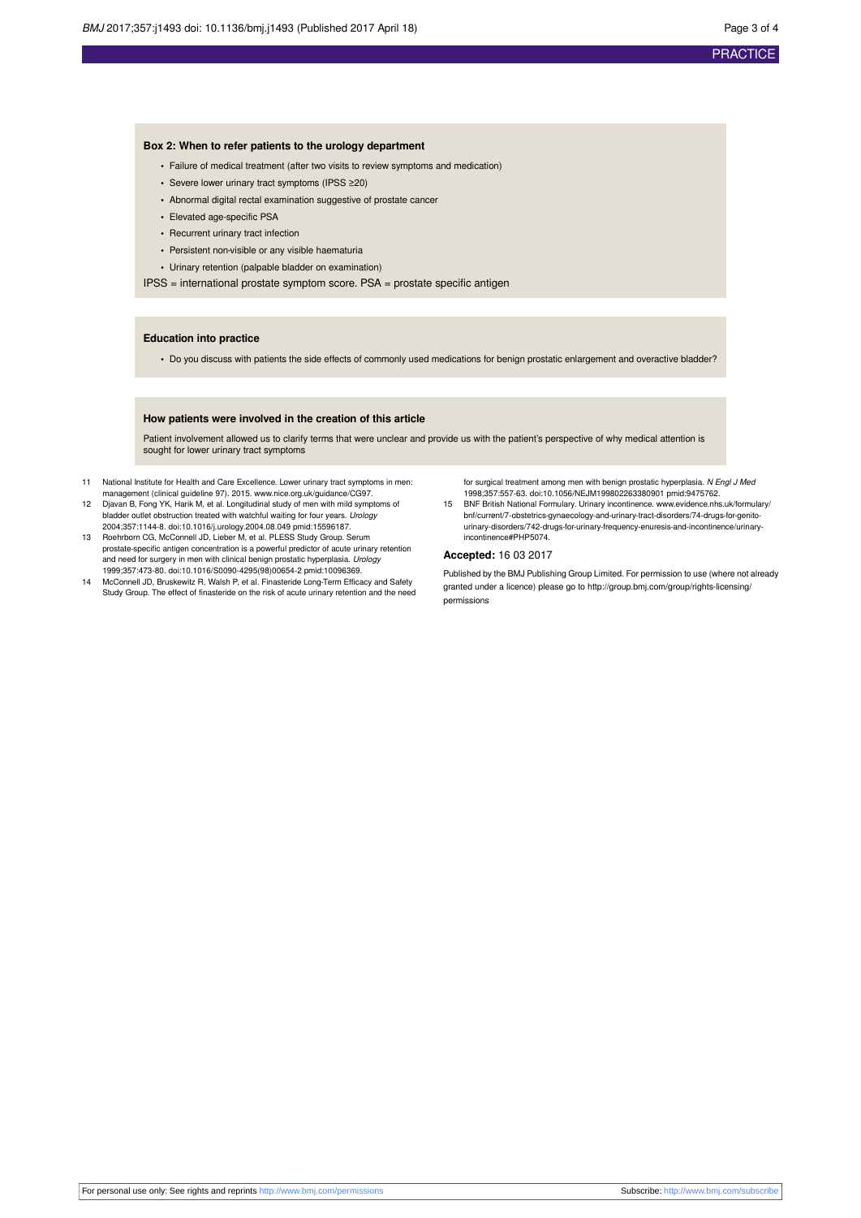### Box 2: When to refer patients to the urology department

- Failure of medical treatment (after two visits to review symptoms and medication)
- Severe lower urinary tract symptoms (IPSS ≥20)
- Abnormal digital rectal examination suggestive of prostate cancer
- Elevated age-specific PSA
- Recurrent urinary tract infection
- Persistent non-visible or any visible haematuria
- Urinary retention (palpable bladder on examination)

IPSS = international prostate symptom score. PSA = prostate specific antigen

### Education into practice

- Do you discuss with patients the side effects of commonly used medications for benign prostatic enlargement and overactive bladder?

### How patients were involved in the creation of this article

Patient involvement allowed us to clarify terms that were unclear and provide us with the patient's perspective of why medical attention is sought for lower urinary tract symptoms

11. National Institute for Health and Care Excellence. Lower urinary tract symptoms in men: management (clinical guideline 97). 2015. www.nice.org.uk/guidance/CG97.
12. Djavan B, Fong YK, Harik M, et al. Longitudinal study of men with mild symptoms of bladder outlet obstruction treated with watchful waiting for four years. *Urology* 2004;357:1144-8. doi:10.1016/j.urology.2004.08.049 pmid:15596187.
13. Roehrborn CG, McConnell JD, Lieber M, et al. PLESS Study Group. Serum prostate-specific antigen concentration is a powerful predictor of acute urinary retention and need for surgery in men with clinical benign prostatic hyperplasia. *Urology* 1999;357:473-80. doi:10.1016/S0090-4295(98)00654-2 pmid:10096369.
14. McConnell JD, Bruskewitz R, Walsh P, et al. Finasteride Long-Term Efficacy and Safety Study Group. The effect of finasteride on the risk of acute urinary retention and the need for surgical treatment among men with benign prostatic hyperplasia. *N Engl J Med* 1998;357:557-63. doi:10.1056/NEJM199802263380901 pmid:9475762.
15. BNF British National Formulary. Urinary incontinence. www.evidence.nhs.uk/formulary/bnf/current/7-obstetrics-gynaecology-and-urinary-tract-disorders/74-drugs-for-genito-urinary-disorders/742-drugs-for-urinary-frequency-enuresis-and-incontinence/urinary-incontinence#PHP5074.

**Accepted:** 16 03 2017

Published by the BMJ Publishing Group Limited. For permission to use (where not already granted under a licence) please go to http://group.bmj.com/group/rights-licensing/permissions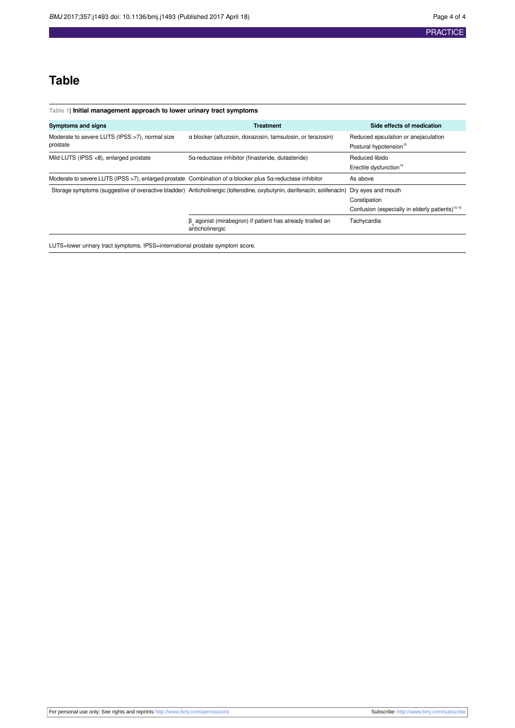# Table

**Table 1| Initial management approach to lower urinary tract symptoms**

| Symptoms and signs | Treatment | Side effects of medication |
|---|---|---|
| Moderate to severe LUTS (IPSS >7), normal size prostate | α blocker (alfuzosin, doxazosin, tamsulosin, or terazosin) | Reduced ejaculation or anejaculation<br>Postural hypotension[10] |
| Mild LUTS (IPSS <8), enlarged prostate | 5α-reductase inhibitor (finasteride, dutasteride) | Reduced libido<br>Erectile dysfunction[14] |
| Moderate to severe LUTS (IPSS >7), enlarged prostate | Combination of α blocker plus 5α-reductase inhibitor | As above |
| Storage symptoms (suggestive of overactive bladder) | Anticholinergic (tolterodine, oxybutynin, darifenacin, solifenacin) | Dry eyes and mouth<br>Constipation<br>Confusion (especially in elderly patients)[10 15] |
| | $\beta_3$ agonist (mirabegron) if patient has already trialled an anticholinergic | Tachycardia |

LUTS=lower urinary tract symptoms. IPSS=international prostate symptom score.